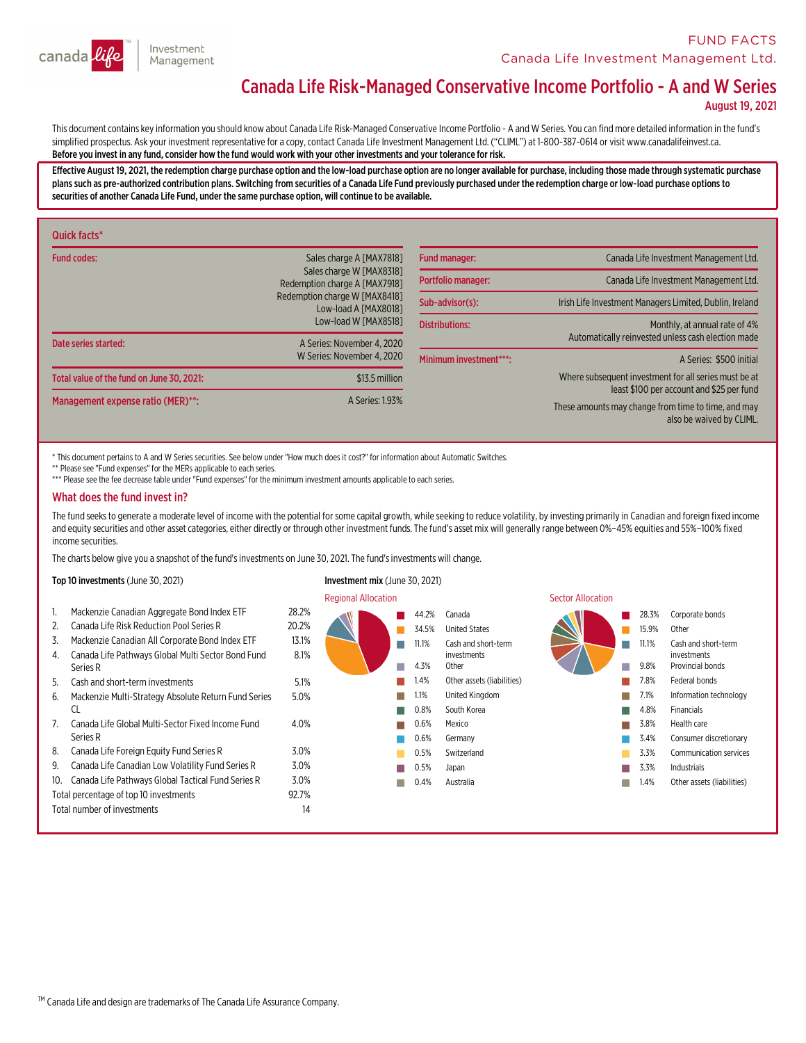FUND FACTS
Canada Life Investment Management Ltd.

# Canada Life Risk-Managed Conservative Income Portfolio - A and W Series

**August 19, 2021**

This document contains key information you should know about Canada Life Risk-Managed Conservative Income Portfolio - A and W Series. You can find more detailed information in the fund's simplified prospectus. Ask your investment representative for a copy, contact Canada Life Investment Management Ltd. ("CLIML") at 1-800-387-0614 or visit www.canadalifeinvest.ca.
**Before you invest in any fund, consider how the fund would work with your other investments and your tolerance for risk.**

**Effective August 19, 2021, the redemption charge purchase option and the low-load purchase option are no longer available for purchase, including those made through systematic purchase plans such as pre-authorized contribution plans. Switching from securities of a Canada Life Fund previously purchased under the redemption charge or low-load purchase options to securities of another Canada Life Fund, under the same purchase option, will continue to be available.**

## Quick facts*

| | |
|---|---|
| Fund codes: | Sales charge A [MAX7818]<br>Sales charge W [MAX8318]<br>Redemption charge A [MAX7918]<br>Redemption charge W [MAX8418]<br>Low-load A [MAX8018]<br>Low-load W [MAX8518] |
| Date series started: | A Series: November 4, 2020<br>W Series: November 4, 2020 |
| Total value of the fund on June 30, 2021: | $13.5 million |
| Management expense ratio (MER)**: | A Series: 1.93% |

| | |
|---|---|
| Fund manager: | Canada Life Investment Management Ltd. |
| Portfolio manager: | Canada Life Investment Management Ltd. |
| Sub-advisor(s): | Irish Life Investment Managers Limited, Dublin, Ireland |
| Distributions: | Monthly, at annual rate of 4%<br>Automatically reinvested unless cash election made |
| Minimum investment***: | A Series: $500 initial<br>Where subsequent investment for all series must be at least $100 per account and $25 per fund<br>These amounts may change from time to time, and may also be waived by CLIML. |

\* This document pertains to A and W Series securities. See below under "How much does it cost?" for information about Automatic Switches.
** Please see "Fund expenses" for the MERs applicable to each series.
*** Please see the fee decrease table under "Fund expenses" for the minimum investment amounts applicable to each series.

## What does the fund invest in?

The fund seeks to generate a moderate level of income with the potential for some capital growth, while seeking to reduce volatility, by investing primarily in Canadian and foreign fixed income and equity securities and other asset categories, either directly or through other investment funds. The fund's asset mix will generally range between 0%–45% equities and 55%–100% fixed income securities.

The charts below give you a snapshot of the fund's investments on June 30, 2021. The fund's investments will change.

**Top 10 investments** (June 30, 2021)

| | | |
|---|---|---|
| 1. | Mackenzie Canadian Aggregate Bond Index ETF | 28.2% |
| 2. | Canada Life Risk Reduction Pool Series R | 20.2% |
| 3. | Mackenzie Canadian All Corporate Bond Index ETF | 13.1% |
| 4. | Canada Life Pathways Global Multi Sector Bond Fund Series R | 8.1% |
| 5. | Cash and short-term investments | 5.1% |
| 6. | Mackenzie Multi-Strategy Absolute Return Fund Series CL | 5.0% |
| 7. | Canada Life Global Multi-Sector Fixed Income Fund Series R | 4.0% |
| 8. | Canada Life Foreign Equity Fund Series R | 3.0% |
| 9. | Canada Life Canadian Low Volatility Fund Series R | 3.0% |
| 10. | Canada Life Pathways Global Tactical Fund Series R | 3.0% |
| | Total percentage of top 10 investments | 92.7% |
| | Total number of investments | 14 |

**Investment mix** (June 30, 2021)

Regional Allocation

| | |
|---|---|
| 44.2% | Canada |
| 34.5% | United States |
| 11.1% | Cash and short-term investments |
| 4.3% | Other |
| 1.4% | Other assets (liabilities) |
| 1.1% | United Kingdom |
| 0.8% | South Korea |
| 0.6% | Mexico |
| 0.6% | Germany |
| 0.5% | Switzerland |
| 0.5% | Japan |
| 0.4% | Australia |

Sector Allocation

| | |
|---|---|
| 28.3% | Corporate bonds |
| 15.9% | Other |
| 11.1% | Cash and short-term investments |
| 9.8% | Provincial bonds |
| 7.8% | Federal bonds |
| 7.1% | Information technology |
| 4.8% | Financials |
| 3.8% | Health care |
| 3.4% | Consumer discretionary |
| 3.3% | Communication services |
| 3.3% | Industrials |
| 1.4% | Other assets (liabilities) |

TM Canada Life and design are trademarks of The Canada Life Assurance Company.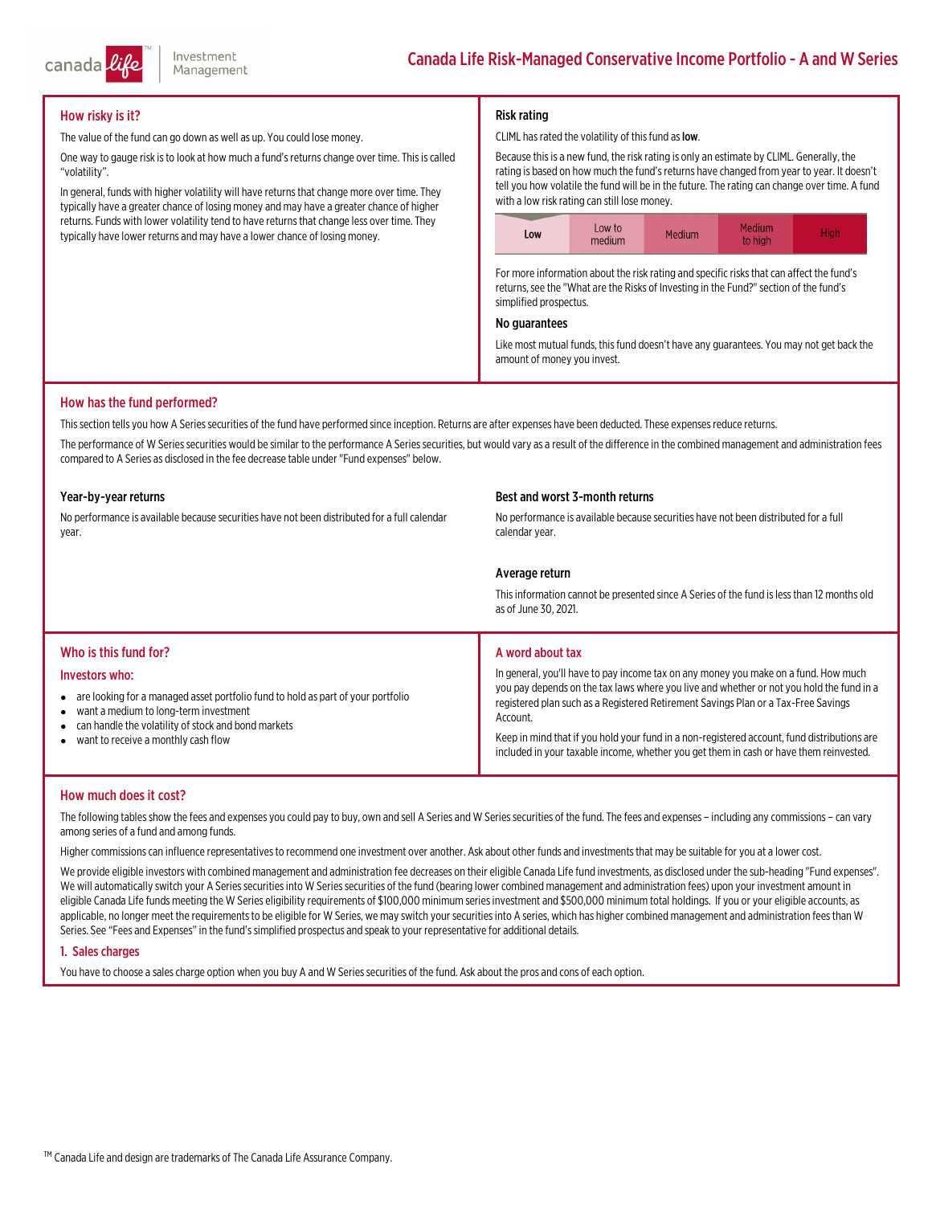# Canada Life Risk-Managed Conservative Income Portfolio - A and W Series

## How risky is it?

The value of the fund can go down as well as up. You could lose money.

One way to gauge risk is to look at how much a fund's returns change over time. This is called "volatility".

In general, funds with higher volatility will have returns that change more over time. They typically have a greater chance of losing money and may have a greater chance of higher returns. Funds with lower volatility tend to have returns that change less over time. They typically have lower returns and may have a lower chance of losing money.

### Risk rating

CLIML has rated the volatility of this fund as **low**.

Because this is a new fund, the risk rating is only an estimate by CLIML. Generally, the rating is based on how much the fund's returns have changed from year to year. It doesn't tell you how volatile the fund will be in the future. The rating can change over time. A fund with a low risk rating can still lose money.

| Low | Low to medium | Medium | Medium to high | High |
|---|---|---|---|---|

For more information about the risk rating and specific risks that can affect the fund's returns, see the "What are the Risks of Investing in the Fund?" section of the fund's simplified prospectus.

### No guarantees

Like most mutual funds, this fund doesn't have any guarantees. You may not get back the amount of money you invest.

## How has the fund performed?

This section tells you how A Series securities of the fund have performed since inception. Returns are after expenses have been deducted. These expenses reduce returns.

The performance of W Series securities would be similar to the performance A Series securities, but would vary as a result of the difference in the combined management and administration fees compared to A Series as disclosed in the fee decrease table under "Fund expenses" below.

### Year-by-year returns

No performance is available because securities have not been distributed for a full calendar year.

### Best and worst 3-month returns

No performance is available because securities have not been distributed for a full calendar year.

### Average return

This information cannot be presented since A Series of the fund is less than 12 months old as of June 30, 2021.

## Who is this fund for?

### Investors who:

- are looking for a managed asset portfolio fund to hold as part of your portfolio
- want a medium to long-term investment
- can handle the volatility of stock and bond markets
- want to receive a monthly cash flow

## A word about tax

In general, you'll have to pay income tax on any money you make on a fund. How much you pay depends on the tax laws where you live and whether or not you hold the fund in a registered plan such as a Registered Retirement Savings Plan or a Tax-Free Savings Account.

Keep in mind that if you hold your fund in a non-registered account, fund distributions are included in your taxable income, whether you get them in cash or have them reinvested.

## How much does it cost?

The following tables show the fees and expenses you could pay to buy, own and sell A Series and W Series securities of the fund. The fees and expenses – including any commissions – can vary among series of a fund and among funds.

Higher commissions can influence representatives to recommend one investment over another. Ask about other funds and investments that may be suitable for you at a lower cost.

We provide eligible investors with combined management and administration fee decreases on their eligible Canada Life fund investments, as disclosed under the sub-heading "Fund expenses". We will automatically switch your A Series securities into W Series securities of the fund (bearing lower combined management and administration fees) upon your investment amount in eligible Canada Life funds meeting the W Series eligibility requirements of $100,000 minimum series investment and $500,000 minimum total holdings. If you or your eligible accounts, as applicable, no longer meet the requirements to be eligible for W Series, we may switch your securities into A series, which has higher combined management and administration fees than W Series. See "Fees and Expenses" in the fund's simplified prospectus and speak to your representative for additional details.

### 1. Sales charges

You have to choose a sales charge option when you buy A and W Series securities of the fund. Ask about the pros and cons of each option.

TM Canada Life and design are trademarks of The Canada Life Assurance Company.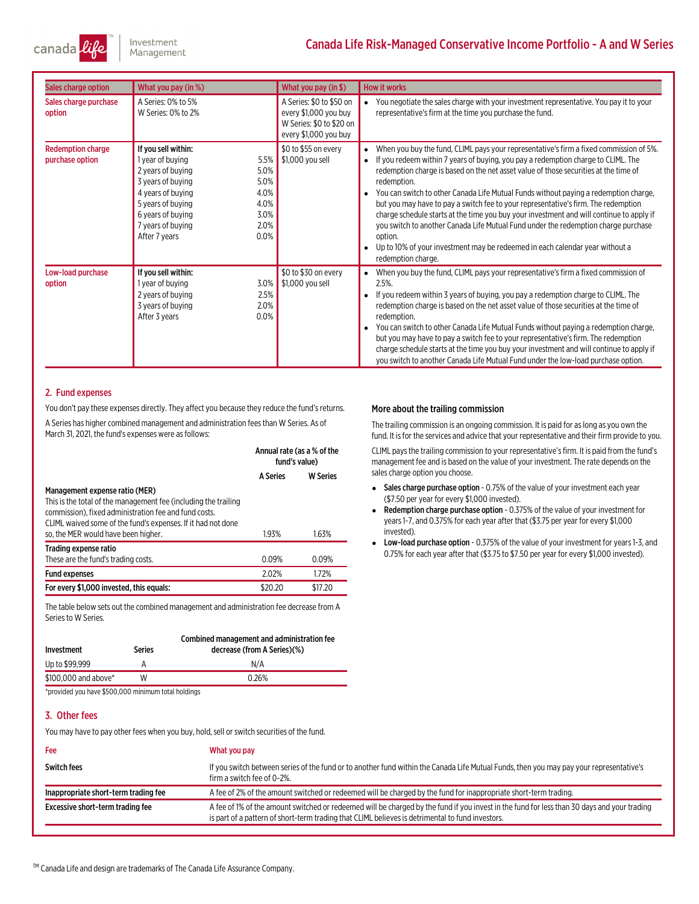| Sales charge option | What you pay (in %) | What you pay (in $) | How it works |
|---|---|---|---|
| Sales charge purchase option | A Series: 0% to 5%<br>W Series: 0% to 2% | A Series: \$0 to \$50 on every \$1,000 you buy<br>W Series: \$0 to \$20 on every \$1,000 you buy | • You negotiate the sales charge with your investment representative. You pay it to your representative's firm at the time you purchase the fund. |
| Redemption charge purchase option | **If you sell within:**<br>1 year of buying 5.5%<br>2 years of buying 5.0%<br>3 years of buying 5.0%<br>4 years of buying 4.0%<br>5 years of buying 4.0%<br>6 years of buying 3.0%<br>7 years of buying 2.0%<br>After 7 years 0.0% | \$0 to \$55 on every \$1,000 you sell | • When you buy the fund, CLIML pays your representative's firm a fixed commission of 5%.<br>• If you redeem within 7 years of buying, you pay a redemption charge to CLIML. The redemption charge is based on the net asset value of those securities at the time of redemption.<br>• You can switch to other Canada Life Mutual Funds without paying a redemption charge, but you may have to pay a switch fee to your representative's firm. The redemption charge schedule starts at the time you buy your investment and will continue to apply if you switch to another Canada Life Mutual Fund under the redemption charge purchase option.<br>• Up to 10% of your investment may be redeemed in each calendar year without a redemption charge. |
| Low-load purchase option | **If you sell within:**<br>1 year of buying 3.0%<br>2 years of buying 2.5%<br>3 years of buying 2.0%<br>After 3 years 0.0% | \$0 to \$30 on every \$1,000 you sell | • When you buy the fund, CLIML pays your representative's firm a fixed commission of 2.5%.<br>• If you redeem within 3 years of buying, you pay a redemption charge to CLIML. The redemption charge is based on the net asset value of those securities at the time of redemption.<br>• You can switch to other Canada Life Mutual Funds without paying a redemption charge, but you may have to pay a switch fee to your representative's firm. The redemption charge schedule starts at the time you buy your investment and will continue to apply if you switch to another Canada Life Mutual Fund under the low-load purchase option. |

## 2. Fund expenses

You don't pay these expenses directly. They affect you because they reduce the fund's returns.

A Series has higher combined management and administration fees than W Series. As of March 31, 2021, the fund's expenses were as follows:

| | Annual rate (as a % of the fund's value) | |
|---|---|---|
| | **A Series** | **W Series** |
| **Management expense ratio (MER)**<br>This is the total of the management fee (including the trailing commission), fixed administration fee and fund costs. CLIML waived some of the fund's expenses. If it had not done so, the MER would have been higher. | 1.93% | 1.63% |
| **Trading expense ratio**<br>These are the fund's trading costs. | 0.09% | 0.09% |
| **Fund expenses** | 2.02% | 1.72% |
| **For every \$1,000 invested, this equals:** | \$20.20 | \$17.20 |

The table below sets out the combined management and administration fee decrease from A Series to W Series.

| Investment | Series | Combined management and administration fee decrease (from A Series)(%) |
|---|---|---|
| Up to \$99,999 | A | N/A |
| \$100,000 and above* | W | 0.26% |

*provided you have \$500,000 minimum total holdings

### More about the trailing commission

The trailing commission is an ongoing commission. It is paid for as long as you own the fund. It is for the services and advice that your representative and their firm provide to you.

CLIML pays the trailing commission to your representative's firm. It is paid from the fund's management fee and is based on the value of your investment. The rate depends on the sales charge option you choose.

- **Sales charge purchase option** - 0.75% of the value of your investment each year (\$7.50 per year for every \$1,000 invested).
- **Redemption charge purchase option** - 0.375% of the value of your investment for years 1-7, and 0.375% for each year after that (\$3.75 per year for every \$1,000 invested).
- **Low-load purchase option** - 0.375% of the value of your investment for years 1-3, and 0.75% for each year after that (\$3.75 to \$7.50 per year for every \$1,000 invested).

## 3. Other fees

You may have to pay other fees when you buy, hold, sell or switch securities of the fund.

| Fee | What you pay |
|---|---|
| **Switch fees** | If you switch between series of the fund or to another fund within the Canada Life Mutual Funds, then you may pay your representative's firm a switch fee of 0-2%. |
| **Inappropriate short-term trading fee** | A fee of 2% of the amount switched or redeemed will be charged by the fund for inappropriate short-term trading. |
| **Excessive short-term trading fee** | A fee of 1% of the amount switched or redeemed will be charged by the fund if you invest in the fund for less than 30 days and your trading is part of a pattern of short-term trading that CLIML believes is detrimental to fund investors. |

TM Canada Life and design are trademarks of The Canada Life Assurance Company.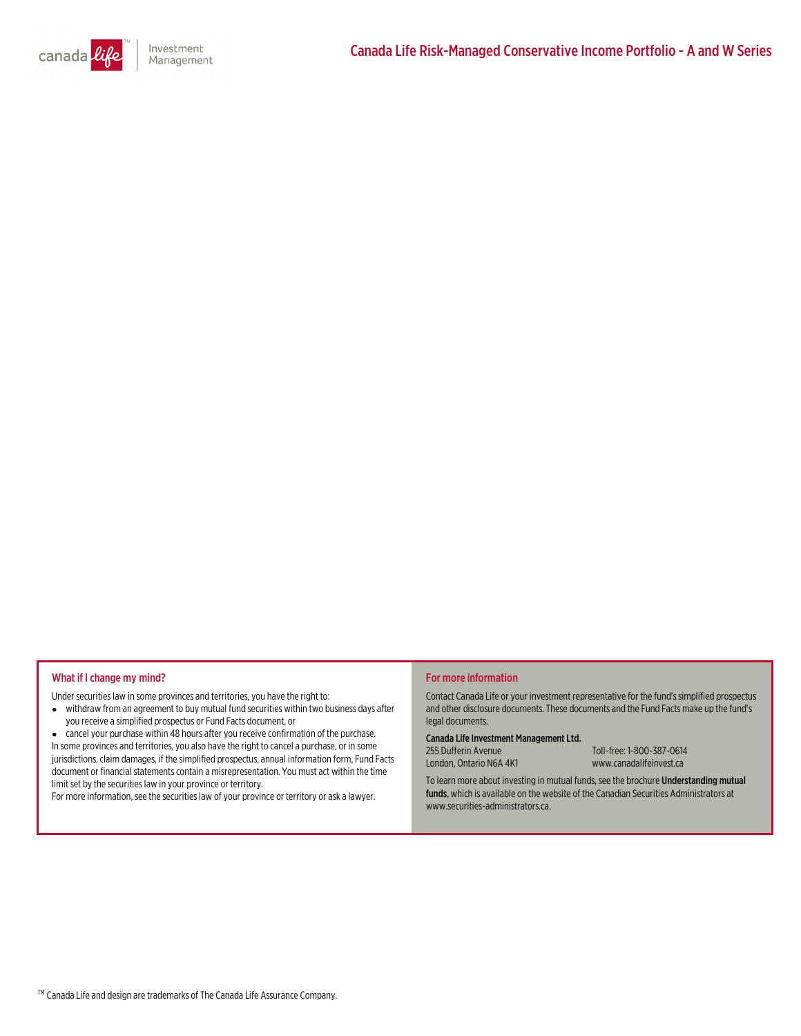## What if I change my mind?

Under securities law in some provinces and territories, you have the right to:

- withdraw from an agreement to buy mutual fund securities within two business days after you receive a simplified prospectus or Fund Facts document, or
- cancel your purchase within 48 hours after you receive confirmation of the purchase.

In some provinces and territories, you also have the right to cancel a purchase, or in some jurisdictions, claim damages, if the simplified prospectus, annual information form, Fund Facts document or financial statements contain a misrepresentation. You must act within the time limit set by the securities law in your province or territory.

For more information, see the securities law of your province or territory or ask a lawyer.

## For more information

Contact Canada Life or your investment representative for the fund's simplified prospectus and other disclosure documents. These documents and the Fund Facts make up the fund's legal documents.

**Canada Life Investment Management Ltd.**
255 Dufferin Avenue
London, Ontario N6A 4K1

Toll-free: 1-800-387-0614
www.canadalifeinvest.ca

To learn more about investing in mutual funds, see the brochure **Understanding mutual funds**, which is available on the website of the Canadian Securities Administrators at www.securities-administrators.ca.

TM Canada Life and design are trademarks of The Canada Life Assurance Company.